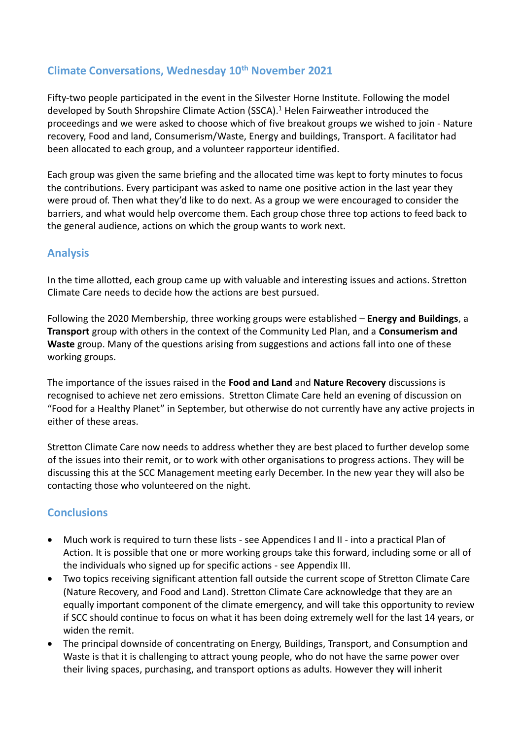## Climate Conversations, Wednesday 10th November 2021

Fifty-two people participated in the event in the Silvester Horne Institute. Following the model developed by South Shropshire Climate Action (SSCA).[1] Helen Fairweather introduced the proceedings and we were asked to choose which of five breakout groups we wished to join - Nature recovery, Food and land, Consumerism/Waste, Energy and buildings, Transport. A facilitator had been allocated to each group, and a volunteer rapporteur identified.

Each group was given the same briefing and the allocated time was kept to forty minutes to focus the contributions. Every participant was asked to name one positive action in the last year they were proud of. Then what they'd like to do next. As a group we were encouraged to consider the barriers, and what would help overcome them. Each group chose three top actions to feed back to the general audience, actions on which the group wants to work next.

## Analysis

In the time allotted, each group came up with valuable and interesting issues and actions. Stretton Climate Care needs to decide how the actions are best pursued.

Following the 2020 Membership, three working groups were established – **Energy and Buildings**, a **Transport** group with others in the context of the Community Led Plan, and a **Consumerism and Waste** group. Many of the questions arising from suggestions and actions fall into one of these working groups.

The importance of the issues raised in the **Food and Land** and **Nature Recovery** discussions is recognised to achieve net zero emissions. Stretton Climate Care held an evening of discussion on "Food for a Healthy Planet" in September, but otherwise do not currently have any active projects in either of these areas.

Stretton Climate Care now needs to address whether they are best placed to further develop some of the issues into their remit, or to work with other organisations to progress actions. They will be discussing this at the SCC Management meeting early December. In the new year they will also be contacting those who volunteered on the night.

## Conclusions

- Much work is required to turn these lists - see Appendices I and II - into a practical Plan of Action. It is possible that one or more working groups take this forward, including some or all of the individuals who signed up for specific actions - see Appendix III.
- Two topics receiving significant attention fall outside the current scope of Stretton Climate Care (Nature Recovery, and Food and Land). Stretton Climate Care acknowledge that they are an equally important component of the climate emergency, and will take this opportunity to review if SCC should continue to focus on what it has been doing extremely well for the last 14 years, or widen the remit.
- The principal downside of concentrating on Energy, Buildings, Transport, and Consumption and Waste is that it is challenging to attract young people, who do not have the same power over their living spaces, purchasing, and transport options as adults. However they will inherit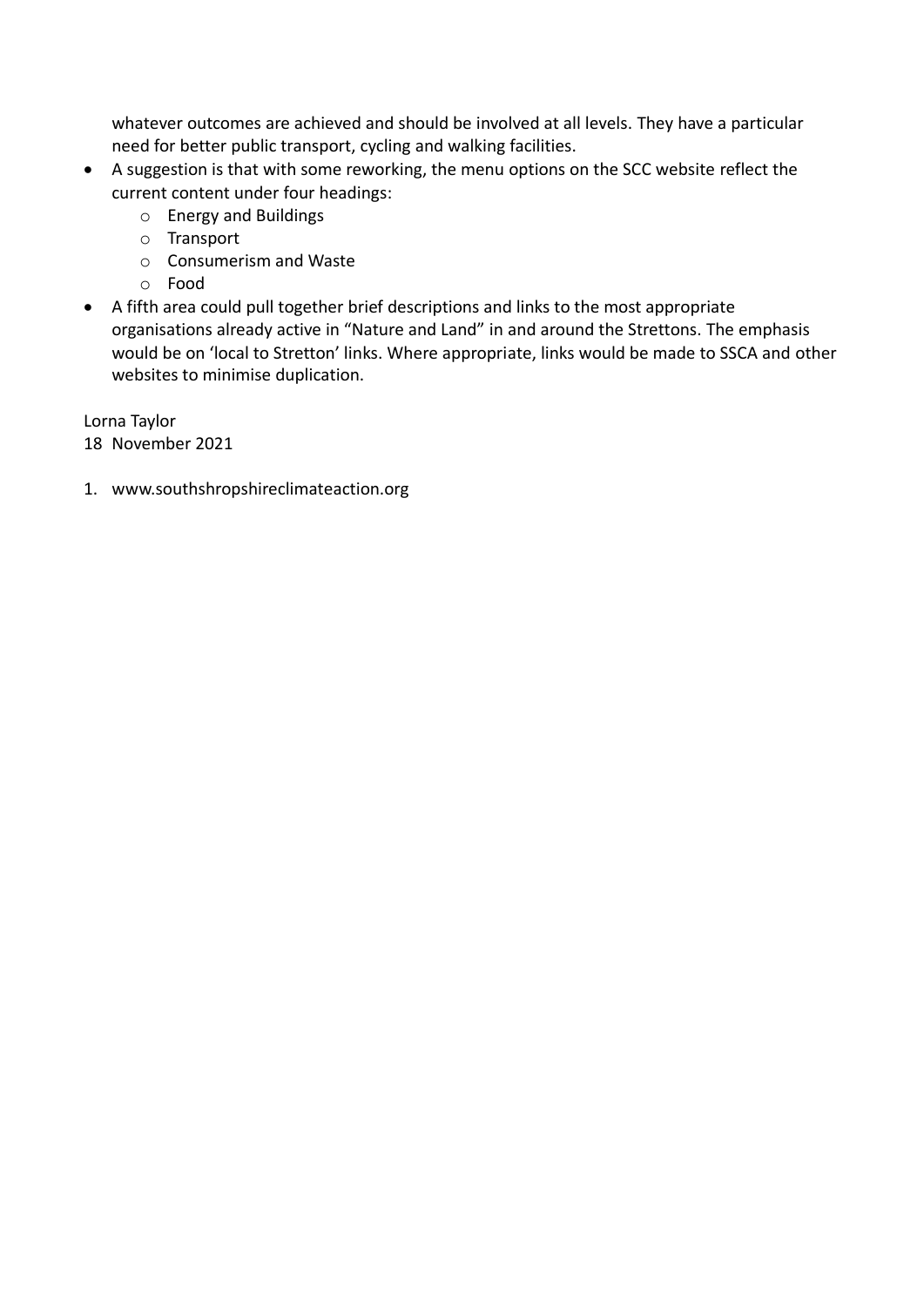whatever outcomes are achieved and should be involved at all levels. They have a particular need for better public transport, cycling and walking facilities.

- A suggestion is that with some reworking, the menu options on the SCC website reflect the current content under four headings:
  - Energy and Buildings
  - Transport
  - Consumerism and Waste
  - Food
- A fifth area could pull together brief descriptions and links to the most appropriate organisations already active in "Nature and Land" in and around the Strettons. The emphasis would be on 'local to Stretton' links. Where appropriate, links would be made to SSCA and other websites to minimise duplication.

Lorna Taylor
18 November 2021

1. www.southshropshireclimateaction.org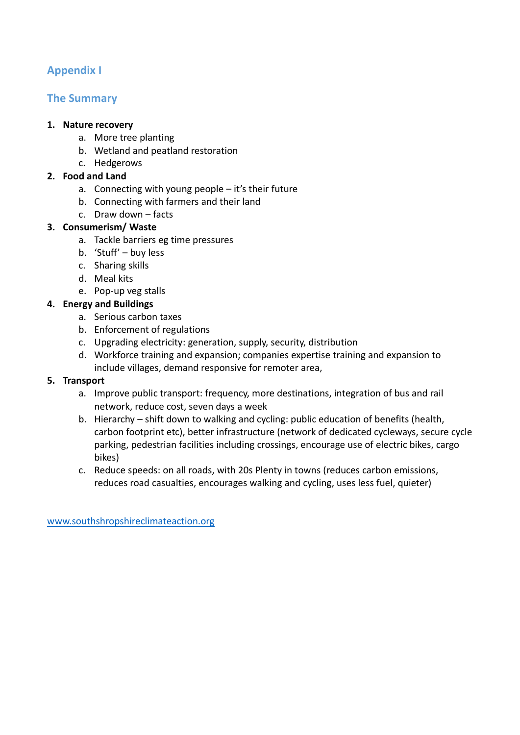## Appendix I

## The Summary

1. **Nature recovery**
    a. More tree planting
    b. Wetland and peatland restoration
    c. Hedgerows
2. **Food and Land**
    a. Connecting with young people – it's their future
    b. Connecting with farmers and their land
    c. Draw down – facts
3. **Consumerism/ Waste**
    a. Tackle barriers eg time pressures
    b. 'Stuff' – buy less
    c. Sharing skills
    d. Meal kits
    e. Pop-up veg stalls
4. **Energy and Buildings**
    a. Serious carbon taxes
    b. Enforcement of regulations
    c. Upgrading electricity: generation, supply, security, distribution
    d. Workforce training and expansion; companies expertise training and expansion to include villages, demand responsive for remoter area,
5. **Transport**
    a. Improve public transport: frequency, more destinations, integration of bus and rail network, reduce cost, seven days a week
    b. Hierarchy – shift down to walking and cycling: public education of benefits (health, carbon footprint etc), better infrastructure (network of dedicated cycleways, secure cycle parking, pedestrian facilities including crossings, encourage use of electric bikes, cargo bikes)
    c. Reduce speeds: on all roads, with 20s Plenty in towns (reduces carbon emissions, reduces road casualties, encourages walking and cycling, uses less fuel, quieter)

[www.southshropshireclimateaction.org](http://www.southshropshireclimateaction.org)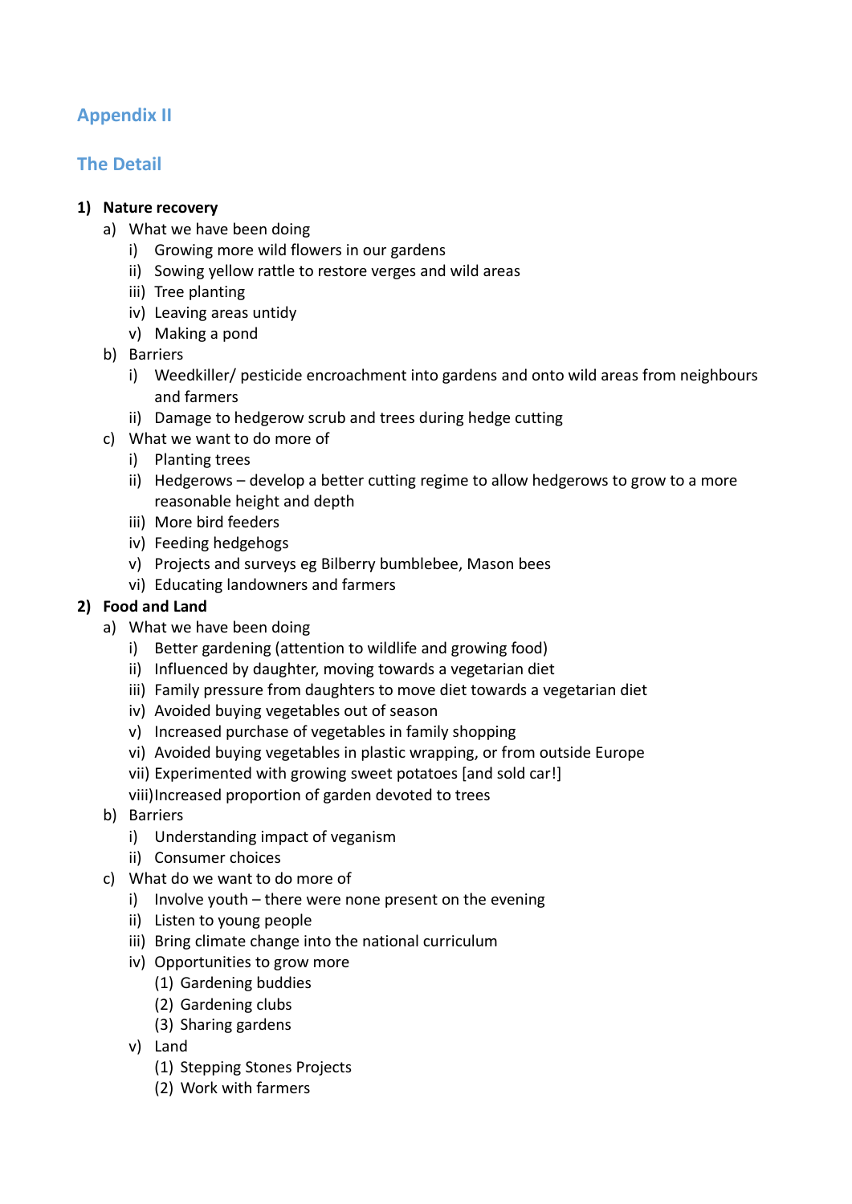## Appendix II

## The Detail

1) **Nature recovery**
   a) What we have been doing
      i) Growing more wild flowers in our gardens
      ii) Sowing yellow rattle to restore verges and wild areas
      iii) Tree planting
      iv) Leaving areas untidy
      v) Making a pond
   b) Barriers
      i) Weedkiller/ pesticide encroachment into gardens and onto wild areas from neighbours and farmers
      ii) Damage to hedgerow scrub and trees during hedge cutting
   c) What we want to do more of
      i) Planting trees
      ii) Hedgerows – develop a better cutting regime to allow hedgerows to grow to a more reasonable height and depth
      iii) More bird feeders
      iv) Feeding hedgehogs
      v) Projects and surveys eg Bilberry bumblebee, Mason bees
      vi) Educating landowners and farmers
2) **Food and Land**
   a) What we have been doing
      i) Better gardening (attention to wildlife and growing food)
      ii) Influenced by daughter, moving towards a vegetarian diet
      iii) Family pressure from daughters to move diet towards a vegetarian diet
      iv) Avoided buying vegetables out of season
      v) Increased purchase of vegetables in family shopping
      vi) Avoided buying vegetables in plastic wrapping, or from outside Europe
      vii) Experimented with growing sweet potatoes [and sold car!]
      viii) Increased proportion of garden devoted to trees
   b) Barriers
      i) Understanding impact of veganism
      ii) Consumer choices
   c) What do we want to do more of
      i) Involve youth – there were none present on the evening
      ii) Listen to young people
      iii) Bring climate change into the national curriculum
      iv) Opportunities to grow more
         (1) Gardening buddies
         (2) Gardening clubs
         (3) Sharing gardens
      v) Land
         (1) Stepping Stones Projects
         (2) Work with farmers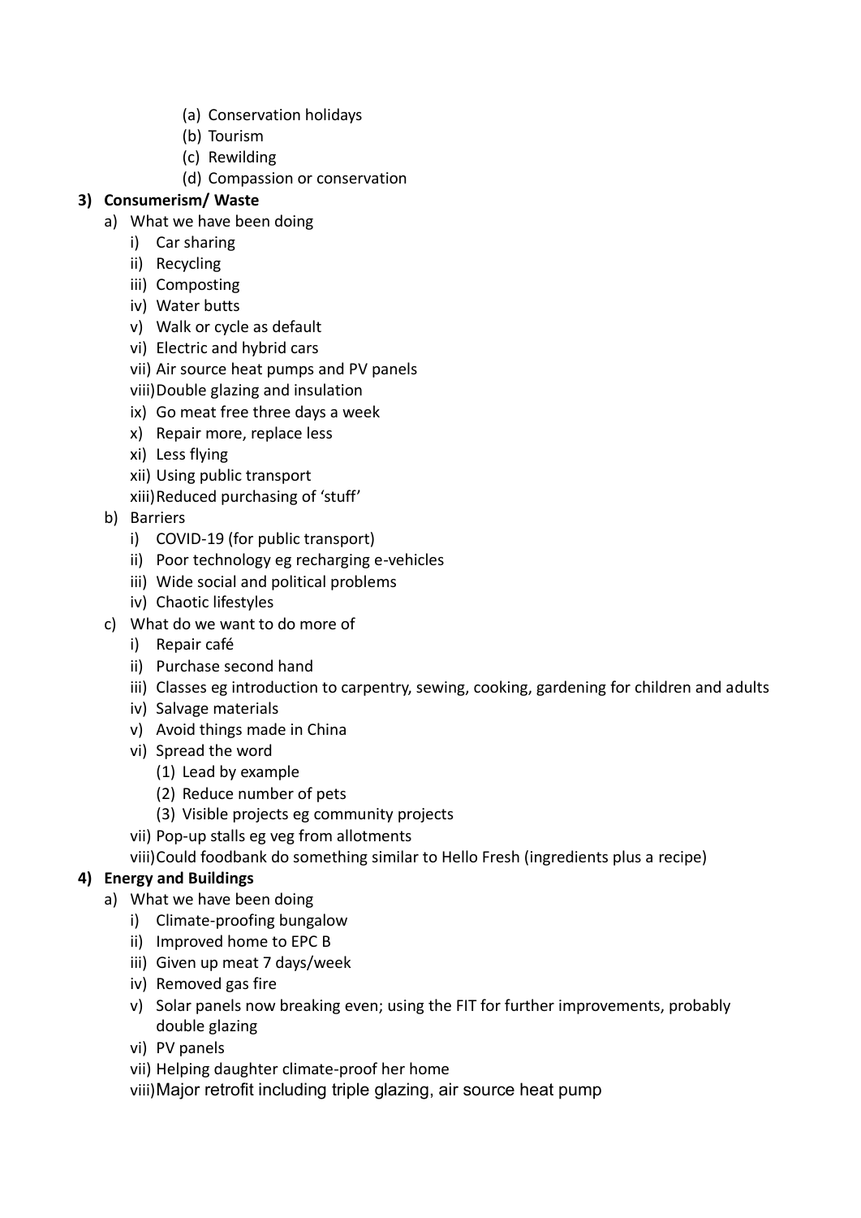(a) Conservation holidays
        (b) Tourism
        (c) Rewilding
        (d) Compassion or conservation

**3) Consumerism/ Waste**

- a) What we have been doing
    - i) Car sharing
    - ii) Recycling
    - iii) Composting
    - iv) Water butts
    - v) Walk or cycle as default
    - vi) Electric and hybrid cars
    - vii) Air source heat pumps and PV panels
    - viii) Double glazing and insulation
    - ix) Go meat free three days a week
    - x) Repair more, replace less
    - xi) Less flying
    - xii) Using public transport
    - xiii) Reduced purchasing of 'stuff'
- b) Barriers
    - i) COVID-19 (for public transport)
    - ii) Poor technology eg recharging e-vehicles
    - iii) Wide social and political problems
    - iv) Chaotic lifestyles
- c) What do we want to do more of
    - i) Repair café
    - ii) Purchase second hand
    - iii) Classes eg introduction to carpentry, sewing, cooking, gardening for children and adults
    - iv) Salvage materials
    - v) Avoid things made in China
    - vi) Spread the word
        - (1) Lead by example
        - (2) Reduce number of pets
        - (3) Visible projects eg community projects
    - vii) Pop-up stalls eg veg from allotments
    - viii) Could foodbank do something similar to Hello Fresh (ingredients plus a recipe)

**4) Energy and Buildings**

- a) What we have been doing
    - i) Climate-proofing bungalow
    - ii) Improved home to EPC B
    - iii) Given up meat 7 days/week
    - iv) Removed gas fire
    - v) Solar panels now breaking even; using the FIT for further improvements, probably double glazing
    - vi) PV panels
    - vii) Helping daughter climate-proof her home
    - viii) Major retrofit including triple glazing, air source heat pump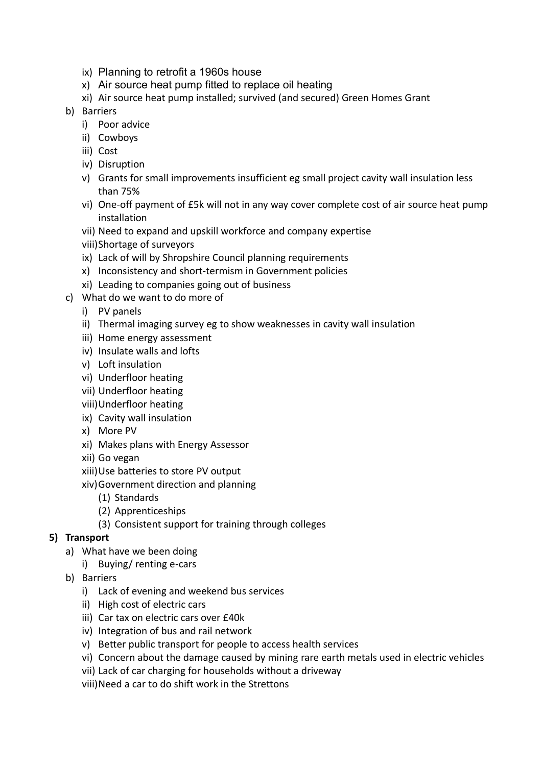- ix) Planning to retrofit a 1960s house
- x) Air source heat pump fitted to replace oil heating
- xi) Air source heat pump installed; survived (and secured) Green Homes Grant

b) Barriers

- i) Poor advice
- ii) Cowboys
- iii) Cost
- iv) Disruption
- v) Grants for small improvements insufficient eg small project cavity wall insulation less than 75%
- vi) One-off payment of £5k will not in any way cover complete cost of air source heat pump installation
- vii) Need to expand and upskill workforce and company expertise
- viii) Shortage of surveyors
- ix) Lack of will by Shropshire Council planning requirements
- x) Inconsistency and short-termism in Government policies
- xi) Leading to companies going out of business

c) What do we want to do more of

- i) PV panels
- ii) Thermal imaging survey eg to show weaknesses in cavity wall insulation
- iii) Home energy assessment
- iv) Insulate walls and lofts
- v) Loft insulation
- vi) Underfloor heating
- vii) Underfloor heating
- viii) Underfloor heating
- ix) Cavity wall insulation
- x) More PV
- xi) Makes plans with Energy Assessor
- xii) Go vegan
- xiii) Use batteries to store PV output
- xiv) Government direction and planning
  - (1) Standards
  - (2) Apprenticeships
  - (3) Consistent support for training through colleges

**5) Transport**

a) What have we been doing

- i) Buying/ renting e-cars

b) Barriers

- i) Lack of evening and weekend bus services
- ii) High cost of electric cars
- iii) Car tax on electric cars over £40k
- iv) Integration of bus and rail network
- v) Better public transport for people to access health services
- vi) Concern about the damage caused by mining rare earth metals used in electric vehicles
- vii) Lack of car charging for households without a driveway
- viii) Need a car to do shift work in the Strettons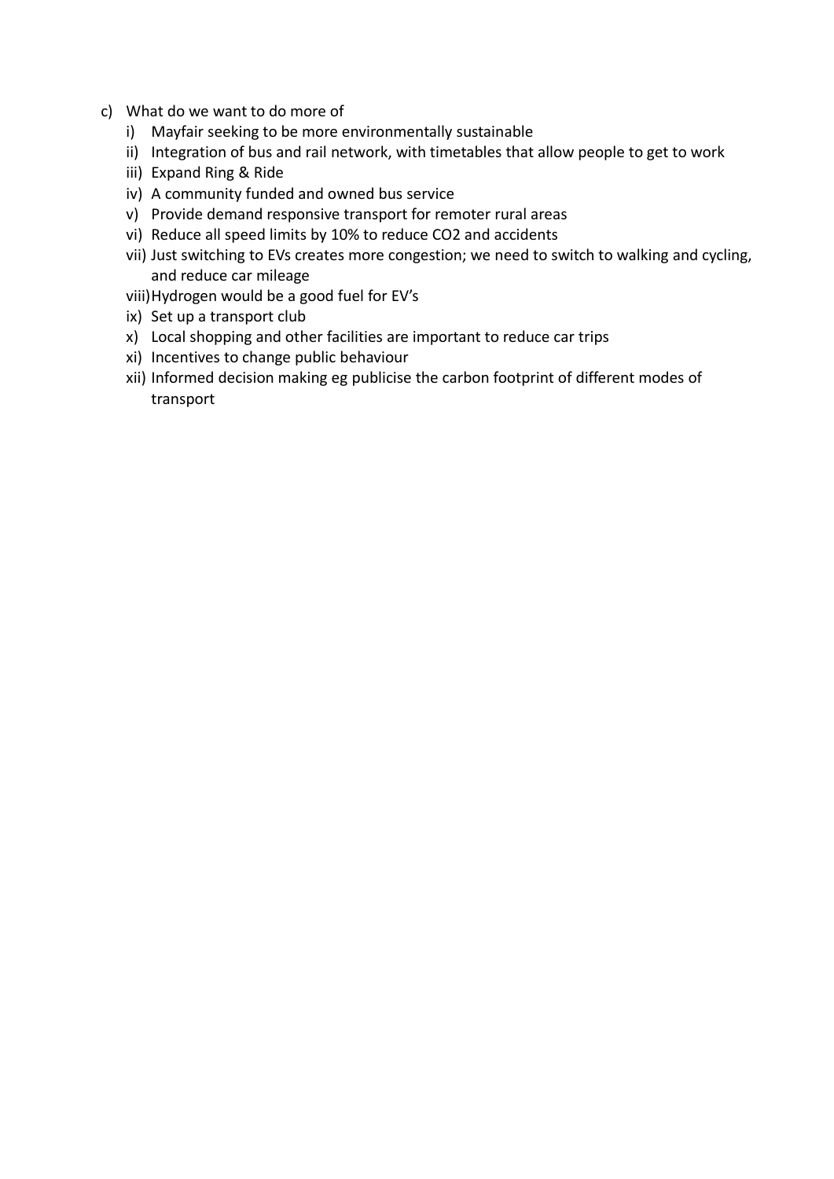c) What do we want to do more of
   i) Mayfair seeking to be more environmentally sustainable
   ii) Integration of bus and rail network, with timetables that allow people to get to work
   iii) Expand Ring & Ride
   iv) A community funded and owned bus service
   v) Provide demand responsive transport for remoter rural areas
   vi) Reduce all speed limits by 10% to reduce $CO_2$ and accidents
   vii) Just switching to EVs creates more congestion; we need to switch to walking and cycling, and reduce car mileage
   viii) Hydrogen would be a good fuel for EV's
   ix) Set up a transport club
   x) Local shopping and other facilities are important to reduce car trips
   xi) Incentives to change public behaviour
   xii) Informed decision making eg publicise the carbon footprint of different modes of transport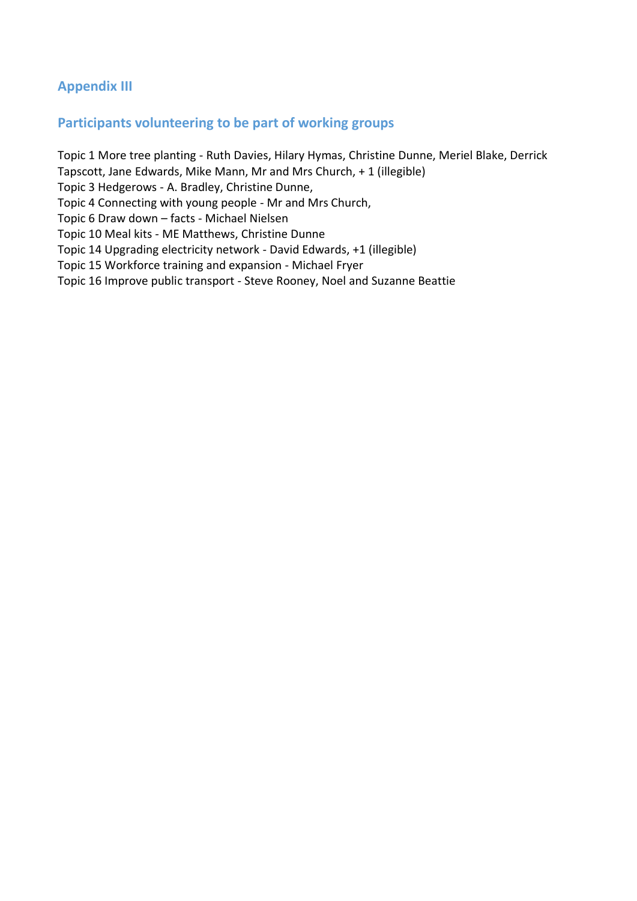## Appendix III

## Participants volunteering to be part of working groups

Topic 1 More tree planting - Ruth Davies, Hilary Hymas, Christine Dunne, Meriel Blake, Derrick Tapscott, Jane Edwards, Mike Mann, Mr and Mrs Church, + 1 (illegible)
Topic 3 Hedgerows - A. Bradley, Christine Dunne,
Topic 4 Connecting with young people - Mr and Mrs Church,
Topic 6 Draw down – facts - Michael Nielsen
Topic 10 Meal kits - ME Matthews, Christine Dunne
Topic 14 Upgrading electricity network - David Edwards, +1 (illegible)
Topic 15 Workforce training and expansion - Michael Fryer
Topic 16 Improve public transport - Steve Rooney, Noel and Suzanne Beattie